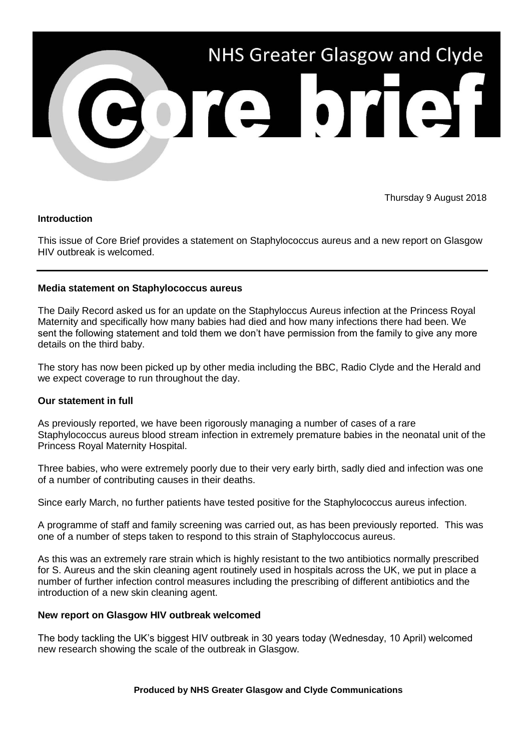# NHS Greater Glasgow and Clyde

# Core brief

Thursday 9 August 2018

**Introduction**

This issue of Core Brief provides a statement on Staphylococcus aureus and a new report on Glasgow HIV outbreak is welcomed.

---

## Media statement on Staphylococcus aureus

The Daily Record asked us for an update on the Staphyloccus Aureus infection at the Princess Royal Maternity and specifically how many babies had died and how many infections there had been. We sent the following statement and told them we don't have permission from the family to give any more details on the third baby.

The story has now been picked up by other media including the BBC, Radio Clyde and the Herald and we expect coverage to run throughout the day.

### Our statement in full

As previously reported, we have been rigorously managing a number of cases of a rare Staphylococcus aureus blood stream infection in extremely premature babies in the neonatal unit of the Princess Royal Maternity Hospital.

Three babies, who were extremely poorly due to their very early birth, sadly died and infection was one of a number of contributing causes in their deaths.

Since early March, no further patients have tested positive for the Staphylococcus aureus infection.

A programme of staff and family screening was carried out, as has been previously reported. This was one of a number of steps taken to respond to this strain of Staphyloccocus aureus.

As this was an extremely rare strain which is highly resistant to the two antibiotics normally prescribed for S. Aureus and the skin cleaning agent routinely used in hospitals across the UK, we put in place a number of further infection control measures including the prescribing of different antibiotics and the introduction of a new skin cleaning agent.

## New report on Glasgow HIV outbreak welcomed

The body tackling the UK's biggest HIV outbreak in 30 years today (Wednesday, 10 April) welcomed new research showing the scale of the outbreak in Glasgow.

**Produced by NHS Greater Glasgow and Clyde Communications**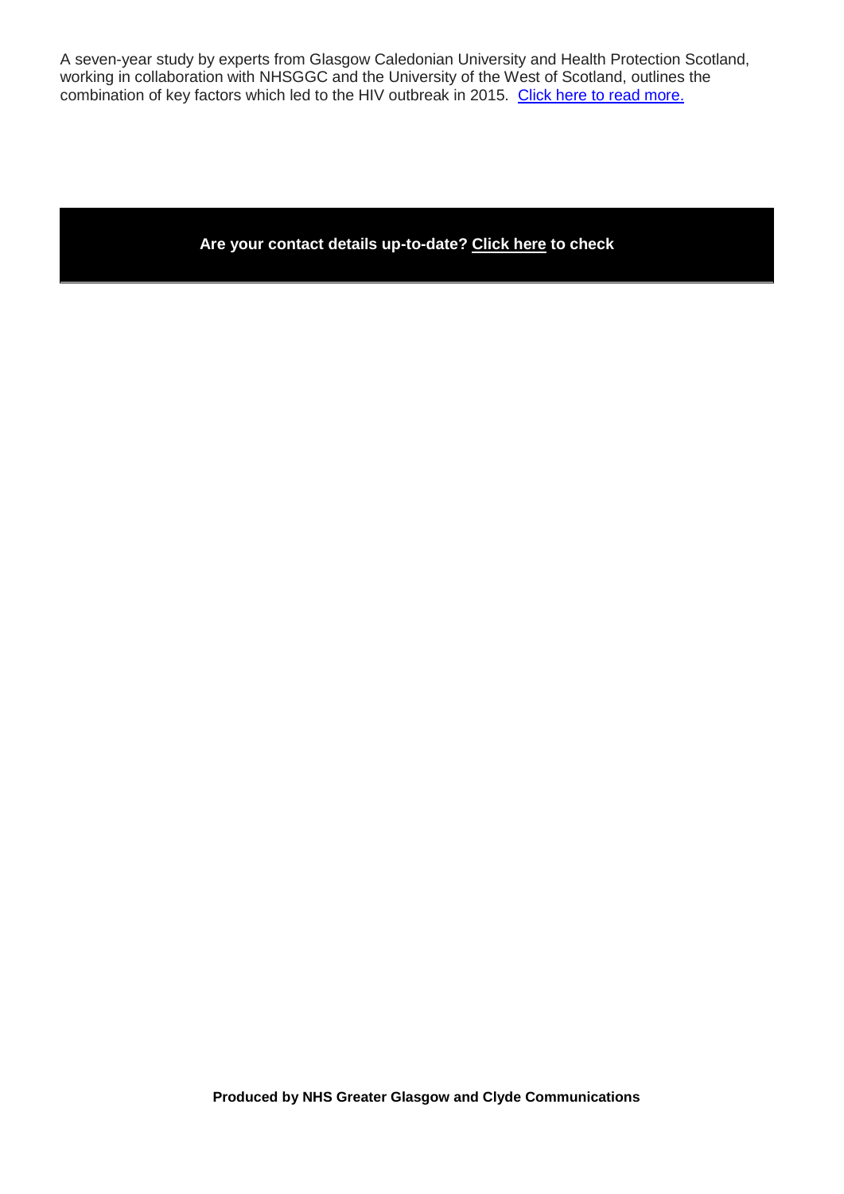A seven-year study by experts from Glasgow Caledonian University and Health Protection Scotland, working in collaboration with NHSGGC and the University of the West of Scotland, outlines the combination of key factors which led to the HIV outbreak in 2015. Click here to read more.

**Are your contact details up-to-date? Click here to check**

**Produced by NHS Greater Glasgow and Clyde Communications**